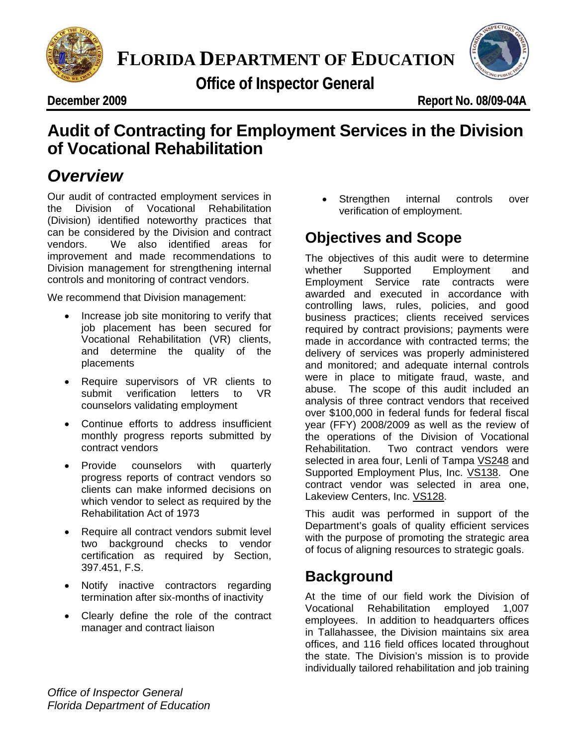# FLORIDA DEPARTMENT OF EDUCATION

**Office of Inspector General**

**December 2009** **Report No. 08/09-04A**

# Audit of Contracting for Employment Services in the Division of Vocational Rehabilitation

## *Overview*

Our audit of contracted employment services in the Division of Vocational Rehabilitation (Division) identified noteworthy practices that can be considered by the Division and contract vendors. We also identified areas for improvement and made recommendations to Division management for strengthening internal controls and monitoring of contract vendors.

We recommend that Division management:

- Increase job site monitoring to verify that job placement has been secured for Vocational Rehabilitation (VR) clients, and determine the quality of the placements
- Require supervisors of VR clients to submit verification letters to VR counselors validating employment
- Continue efforts to address insufficient monthly progress reports submitted by contract vendors
- Provide counselors with quarterly progress reports of contract vendors so clients can make informed decisions on which vendor to select as required by the Rehabilitation Act of 1973
- Require all contract vendors submit level two background checks to vendor certification as required by Section, 397.451, F.S.
- Notify inactive contractors regarding termination after six-months of inactivity
- Clearly define the role of the contract manager and contract liaison
- Strengthen internal controls over verification of employment.

## Objectives and Scope

The objectives of this audit were to determine whether Supported Employment and Employment Service rate contracts were awarded and executed in accordance with controlling laws, rules, policies, and good business practices; clients received services required by contract provisions; payments were made in accordance with contracted terms; the delivery of services was properly administered and monitored; and adequate internal controls were in place to mitigate fraud, waste, and abuse. The scope of this audit included an analysis of three contract vendors that received over $100,000 in federal funds for federal fiscal year (FFY) 2008/2009 as well as the review of the operations of the Division of Vocational Rehabilitation. Two contract vendors were selected in area four, Lenli of Tampa VS248 and Supported Employment Plus, Inc. VS138. One contract vendor was selected in area one, Lakeview Centers, Inc. VS128.

This audit was performed in support of the Department's goals of quality efficient services with the purpose of promoting the strategic area of focus of aligning resources to strategic goals.

## Background

At the time of our field work the Division of Vocational Rehabilitation employed 1,007 employees. In addition to headquarters offices in Tallahassee, the Division maintains six area offices, and 116 field offices located throughout the state. The Division's mission is to provide individually tailored rehabilitation and job training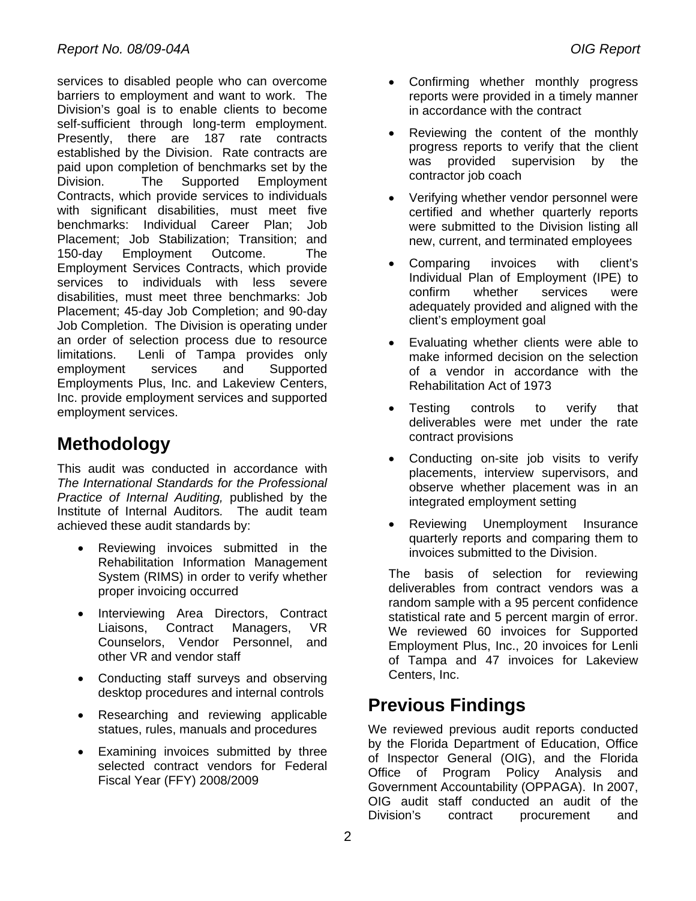services to disabled people who can overcome barriers to employment and want to work. The Division's goal is to enable clients to become self-sufficient through long-term employment. Presently, there are 187 rate contracts established by the Division. Rate contracts are paid upon completion of benchmarks set by the Division. The Supported Employment Contracts, which provide services to individuals with significant disabilities, must meet five benchmarks: Individual Career Plan; Job Placement; Job Stabilization; Transition; and 150-day Employment Outcome. The Employment Services Contracts, which provide services to individuals with less severe disabilities, must meet three benchmarks: Job Placement; 45-day Job Completion; and 90-day Job Completion. The Division is operating under an order of selection process due to resource limitations. Lenli of Tampa provides only employment services and Supported Employments Plus, Inc. and Lakeview Centers, Inc. provide employment services and supported employment services.

## Methodology

This audit was conducted in accordance with *The International Standards for the Professional Practice of Internal Auditing,* published by the Institute of Internal Auditors. The audit team achieved these audit standards by:

- Reviewing invoices submitted in the Rehabilitation Information Management System (RIMS) in order to verify whether proper invoicing occurred
- Interviewing Area Directors, Contract Liaisons, Contract Managers, VR Counselors, Vendor Personnel, and other VR and vendor staff
- Conducting staff surveys and observing desktop procedures and internal controls
- Researching and reviewing applicable statues, rules, manuals and procedures
- Examining invoices submitted by three selected contract vendors for Federal Fiscal Year (FFY) 2008/2009
- Confirming whether monthly progress reports were provided in a timely manner in accordance with the contract
- Reviewing the content of the monthly progress reports to verify that the client was provided supervision by the contractor job coach
- Verifying whether vendor personnel were certified and whether quarterly reports were submitted to the Division listing all new, current, and terminated employees
- Comparing invoices with client's Individual Plan of Employment (IPE) to confirm whether services were adequately provided and aligned with the client's employment goal
- Evaluating whether clients were able to make informed decision on the selection of a vendor in accordance with the Rehabilitation Act of 1973
- Testing controls to verify that deliverables were met under the rate contract provisions
- Conducting on-site job visits to verify placements, interview supervisors, and observe whether placement was in an integrated employment setting
- Reviewing Unemployment Insurance quarterly reports and comparing them to invoices submitted to the Division.

The basis of selection for reviewing deliverables from contract vendors was a random sample with a 95 percent confidence statistical rate and 5 percent margin of error. We reviewed 60 invoices for Supported Employment Plus, Inc., 20 invoices for Lenli of Tampa and 47 invoices for Lakeview Centers, Inc.

## Previous Findings

We reviewed previous audit reports conducted by the Florida Department of Education, Office of Inspector General (OIG), and the Florida Office of Program Policy Analysis and Government Accountability (OPPAGA). In 2007, OIG audit staff conducted an audit of the Division's contract procurement and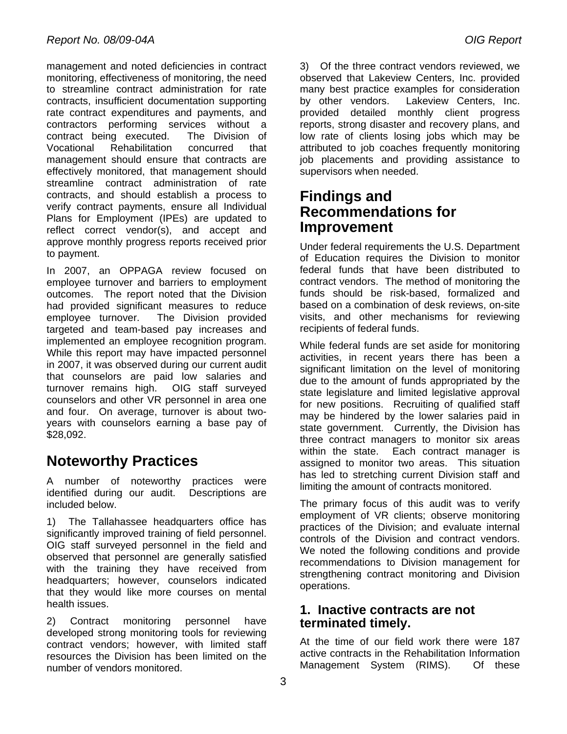management and noted deficiencies in contract monitoring, effectiveness of monitoring, the need to streamline contract administration for rate contracts, insufficient documentation supporting rate contract expenditures and payments, and contractors performing services without a contract being executed. The Division of Vocational Rehabilitation concurred that management should ensure that contracts are effectively monitored, that management should streamline contract administration of rate contracts, and should establish a process to verify contract payments, ensure all Individual Plans for Employment (IPEs) are updated to reflect correct vendor(s), and accept and approve monthly progress reports received prior to payment.

In 2007, an OPPAGA review focused on employee turnover and barriers to employment outcomes. The report noted that the Division had provided significant measures to reduce employee turnover. The Division provided targeted and team-based pay increases and implemented an employee recognition program. While this report may have impacted personnel in 2007, it was observed during our current audit that counselors are paid low salaries and turnover remains high. OIG staff surveyed counselors and other VR personnel in area one and four. On average, turnover is about two-years with counselors earning a base pay of $28,092.

## Noteworthy Practices

A number of noteworthy practices were identified during our audit. Descriptions are included below.

1) The Tallahassee headquarters office has significantly improved training of field personnel. OIG staff surveyed personnel in the field and observed that personnel are generally satisfied with the training they have received from headquarters; however, counselors indicated that they would like more courses on mental health issues.

2) Contract monitoring personnel have developed strong monitoring tools for reviewing contract vendors; however, with limited staff resources the Division has been limited on the number of vendors monitored.

3) Of the three contract vendors reviewed, we observed that Lakeview Centers, Inc. provided many best practice examples for consideration by other vendors. Lakeview Centers, Inc. provided detailed monthly client progress reports, strong disaster and recovery plans, and low rate of clients losing jobs which may be attributed to job coaches frequently monitoring job placements and providing assistance to supervisors when needed.

## Findings and Recommendations for Improvement

Under federal requirements the U.S. Department of Education requires the Division to monitor federal funds that have been distributed to contract vendors. The method of monitoring the funds should be risk-based, formalized and based on a combination of desk reviews, on-site visits, and other mechanisms for reviewing recipients of federal funds.

While federal funds are set aside for monitoring activities, in recent years there has been a significant limitation on the level of monitoring due to the amount of funds appropriated by the state legislature and limited legislative approval for new positions. Recruiting of qualified staff may be hindered by the lower salaries paid in state government. Currently, the Division has three contract managers to monitor six areas within the state. Each contract manager is assigned to monitor two areas. This situation has led to stretching current Division staff and limiting the amount of contracts monitored.

The primary focus of this audit was to verify employment of VR clients; observe monitoring practices of the Division; and evaluate internal controls of the Division and contract vendors. We noted the following conditions and provide recommendations to Division management for strengthening contract monitoring and Division operations.

### 1. Inactive contracts are not terminated timely.

At the time of our field work there were 187 active contracts in the Rehabilitation Information Management System (RIMS). Of these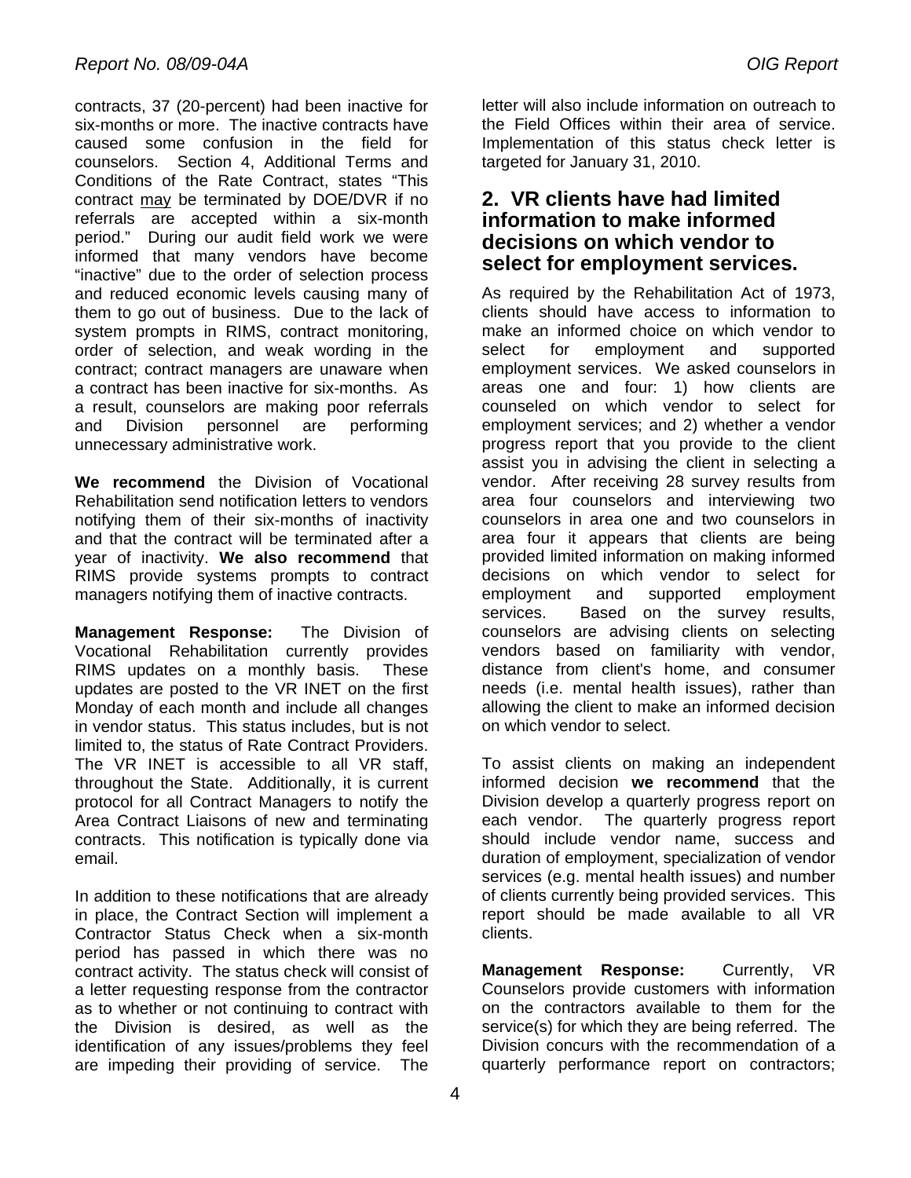contracts, 37 (20-percent) had been inactive for six-months or more. The inactive contracts have caused some confusion in the field for counselors. Section 4, Additional Terms and Conditions of the Rate Contract, states "This contract may be terminated by DOE/DVR if no referrals are accepted within a six-month period." During our audit field work we were informed that many vendors have become "inactive" due to the order of selection process and reduced economic levels causing many of them to go out of business. Due to the lack of system prompts in RIMS, contract monitoring, order of selection, and weak wording in the contract; contract managers are unaware when a contract has been inactive for six-months. As a result, counselors are making poor referrals and Division personnel are performing unnecessary administrative work.

**We recommend** the Division of Vocational Rehabilitation send notification letters to vendors notifying them of their six-months of inactivity and that the contract will be terminated after a year of inactivity. **We also recommend** that RIMS provide systems prompts to contract managers notifying them of inactive contracts.

**Management Response:** The Division of Vocational Rehabilitation currently provides RIMS updates on a monthly basis. These updates are posted to the VR INET on the first Monday of each month and include all changes in vendor status. This status includes, but is not limited to, the status of Rate Contract Providers. The VR INET is accessible to all VR staff, throughout the State. Additionally, it is current protocol for all Contract Managers to notify the Area Contract Liaisons of new and terminating contracts. This notification is typically done via email.

In addition to these notifications that are already in place, the Contract Section will implement a Contractor Status Check when a six-month period has passed in which there was no contract activity. The status check will consist of a letter requesting response from the contractor as to whether or not continuing to contract with the Division is desired, as well as the identification of any issues/problems they feel are impeding their providing of service. The letter will also include information on outreach to the Field Offices within their area of service. Implementation of this status check letter is targeted for January 31, 2010.

## 2. VR clients have had limited information to make informed decisions on which vendor to select for employment services.

As required by the Rehabilitation Act of 1973, clients should have access to information to make an informed choice on which vendor to select for employment and supported employment services. We asked counselors in areas one and four: 1) how clients are counseled on which vendor to select for employment services; and 2) whether a vendor progress report that you provide to the client assist you in advising the client in selecting a vendor. After receiving 28 survey results from area four counselors and interviewing two counselors in area one and two counselors in area four it appears that clients are being provided limited information on making informed decisions on which vendor to select for employment and supported employment services. Based on the survey results, counselors are advising clients on selecting vendors based on familiarity with vendor, distance from client's home, and consumer needs (i.e. mental health issues), rather than allowing the client to make an informed decision on which vendor to select.

To assist clients on making an independent informed decision **we recommend** that the Division develop a quarterly progress report on each vendor. The quarterly progress report should include vendor name, success and duration of employment, specialization of vendor services (e.g. mental health issues) and number of clients currently being provided services. This report should be made available to all VR clients.

**Management Response:** Currently, VR Counselors provide customers with information on the contractors available to them for the service(s) for which they are being referred. The Division concurs with the recommendation of a quarterly performance report on contractors;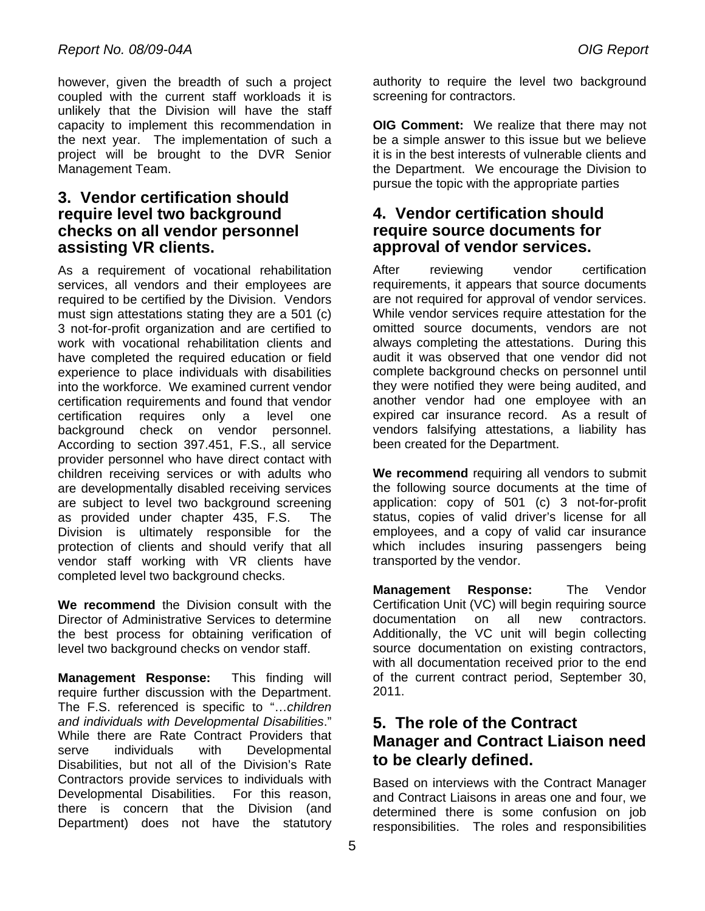however, given the breadth of such a project coupled with the current staff workloads it is unlikely that the Division will have the staff capacity to implement this recommendation in the next year. The implementation of such a project will be brought to the DVR Senior Management Team.

## 3. Vendor certification should require level two background checks on all vendor personnel assisting VR clients.

As a requirement of vocational rehabilitation services, all vendors and their employees are required to be certified by the Division. Vendors must sign attestations stating they are a 501 (c) 3 not-for-profit organization and are certified to work with vocational rehabilitation clients and have completed the required education or field experience to place individuals with disabilities into the workforce. We examined current vendor certification requirements and found that vendor certification requires only a level one background check on vendor personnel. According to section 397.451, F.S., all service provider personnel who have direct contact with children receiving services or with adults who are developmentally disabled receiving services are subject to level two background screening as provided under chapter 435, F.S. The Division is ultimately responsible for the protection of clients and should verify that all vendor staff working with VR clients have completed level two background checks.

**We recommend** the Division consult with the Director of Administrative Services to determine the best process for obtaining verification of level two background checks on vendor staff.

**Management Response:** This finding will require further discussion with the Department. The F.S. referenced is specific to "…*children and individuals with Developmental Disabilities*." While there are Rate Contract Providers that serve individuals with Developmental Disabilities, but not all of the Division's Rate Contractors provide services to individuals with Developmental Disabilities. For this reason, there is concern that the Division (and Department) does not have the statutory authority to require the level two background screening for contractors.

**OIG Comment:** We realize that there may not be a simple answer to this issue but we believe it is in the best interests of vulnerable clients and the Department. We encourage the Division to pursue the topic with the appropriate parties

## 4. Vendor certification should require source documents for approval of vendor services.

After reviewing vendor certification requirements, it appears that source documents are not required for approval of vendor services. While vendor services require attestation for the omitted source documents, vendors are not always completing the attestations. During this audit it was observed that one vendor did not complete background checks on personnel until they were notified they were being audited, and another vendor had one employee with an expired car insurance record. As a result of vendors falsifying attestations, a liability has been created for the Department.

**We recommend** requiring all vendors to submit the following source documents at the time of application: copy of 501 (c) 3 not-for-profit status, copies of valid driver's license for all employees, and a copy of valid car insurance which includes insuring passengers being transported by the vendor.

**Management Response:** The Vendor Certification Unit (VC) will begin requiring source documentation on all new contractors. Additionally, the VC unit will begin collecting source documentation on existing contractors, with all documentation received prior to the end of the current contract period, September 30, 2011.

## 5. The role of the Contract Manager and Contract Liaison need to be clearly defined.

Based on interviews with the Contract Manager and Contract Liaisons in areas one and four, we determined there is some confusion on job responsibilities. The roles and responsibilities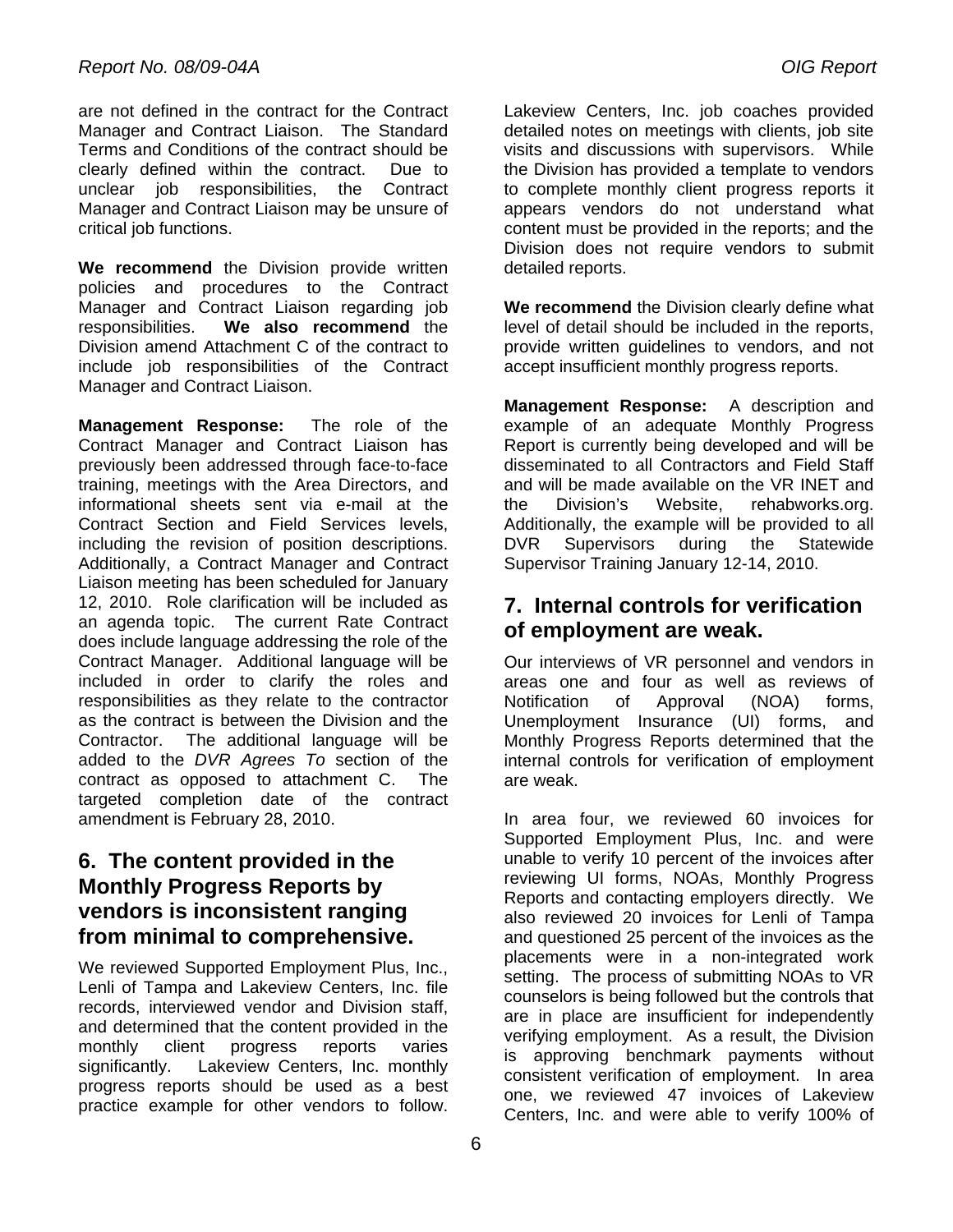are not defined in the contract for the Contract Manager and Contract Liaison. The Standard Terms and Conditions of the contract should be clearly defined within the contract. Due to unclear job responsibilities, the Contract Manager and Contract Liaison may be unsure of critical job functions.

**We recommend** the Division provide written policies and procedures to the Contract Manager and Contract Liaison regarding job responsibilities. **We also recommend** the Division amend Attachment C of the contract to include job responsibilities of the Contract Manager and Contract Liaison.

**Management Response:** The role of the Contract Manager and Contract Liaison has previously been addressed through face-to-face training, meetings with the Area Directors, and informational sheets sent via e-mail at the Contract Section and Field Services levels, including the revision of position descriptions. Additionally, a Contract Manager and Contract Liaison meeting has been scheduled for January 12, 2010. Role clarification will be included as an agenda topic. The current Rate Contract does include language addressing the role of the Contract Manager. Additional language will be included in order to clarify the roles and responsibilities as they relate to the contractor as the contract is between the Division and the Contractor. The additional language will be added to the *DVR Agrees To* section of the contract as opposed to attachment C. The targeted completion date of the contract amendment is February 28, 2010.

## 6. The content provided in the Monthly Progress Reports by vendors is inconsistent ranging from minimal to comprehensive.

We reviewed Supported Employment Plus, Inc., Lenli of Tampa and Lakeview Centers, Inc. file records, interviewed vendor and Division staff, and determined that the content provided in the monthly client progress reports varies significantly. Lakeview Centers, Inc. monthly progress reports should be used as a best practice example for other vendors to follow. Lakeview Centers, Inc. job coaches provided detailed notes on meetings with clients, job site visits and discussions with supervisors. While the Division has provided a template to vendors to complete monthly client progress reports it appears vendors do not understand what content must be provided in the reports; and the Division does not require vendors to submit detailed reports.

**We recommend** the Division clearly define what level of detail should be included in the reports, provide written guidelines to vendors, and not accept insufficient monthly progress reports.

**Management Response:** A description and example of an adequate Monthly Progress Report is currently being developed and will be disseminated to all Contractors and Field Staff and will be made available on the VR INET and the Division's Website, rehabworks.org. Additionally, the example will be provided to all DVR Supervisors during the Statewide Supervisor Training January 12-14, 2010.

## 7. Internal controls for verification of employment are weak.

Our interviews of VR personnel and vendors in areas one and four as well as reviews of Notification of Approval (NOA) forms, Unemployment Insurance (UI) forms, and Monthly Progress Reports determined that the internal controls for verification of employment are weak.

In area four, we reviewed 60 invoices for Supported Employment Plus, Inc. and were unable to verify 10 percent of the invoices after reviewing UI forms, NOAs, Monthly Progress Reports and contacting employers directly. We also reviewed 20 invoices for Lenli of Tampa and questioned 25 percent of the invoices as the placements were in a non-integrated work setting. The process of submitting NOAs to VR counselors is being followed but the controls that are in place are insufficient for independently verifying employment. As a result, the Division is approving benchmark payments without consistent verification of employment. In area one, we reviewed 47 invoices of Lakeview Centers, Inc. and were able to verify 100% of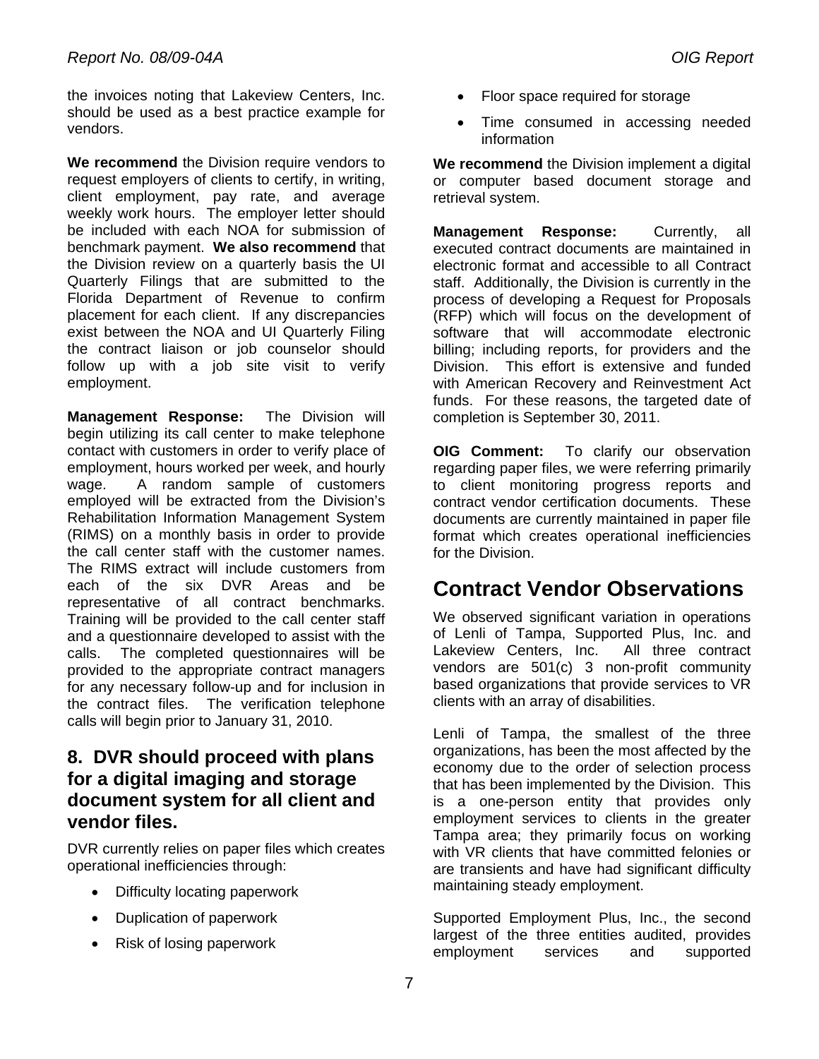the invoices noting that Lakeview Centers, Inc. should be used as a best practice example for vendors.

**We recommend** the Division require vendors to request employers of clients to certify, in writing, client employment, pay rate, and average weekly work hours. The employer letter should be included with each NOA for submission of benchmark payment. **We also recommend** that the Division review on a quarterly basis the UI Quarterly Filings that are submitted to the Florida Department of Revenue to confirm placement for each client. If any discrepancies exist between the NOA and UI Quarterly Filing the contract liaison or job counselor should follow up with a job site visit to verify employment.

**Management Response:** The Division will begin utilizing its call center to make telephone contact with customers in order to verify place of employment, hours worked per week, and hourly wage. A random sample of customers employed will be extracted from the Division's Rehabilitation Information Management System (RIMS) on a monthly basis in order to provide the call center staff with the customer names. The RIMS extract will include customers from each of the six DVR Areas and be representative of all contract benchmarks. Training will be provided to the call center staff and a questionnaire developed to assist with the calls. The completed questionnaires will be provided to the appropriate contract managers for any necessary follow-up and for inclusion in the contract files. The verification telephone calls will begin prior to January 31, 2010.

## 8. DVR should proceed with plans for a digital imaging and storage document system for all client and vendor files.

DVR currently relies on paper files which creates operational inefficiencies through:

- Difficulty locating paperwork
- Duplication of paperwork
- Risk of losing paperwork
- Floor space required for storage
- Time consumed in accessing needed information

**We recommend** the Division implement a digital or computer based document storage and retrieval system.

**Management Response:** Currently, all executed contract documents are maintained in electronic format and accessible to all Contract staff. Additionally, the Division is currently in the process of developing a Request for Proposals (RFP) which will focus on the development of software that will accommodate electronic billing; including reports, for providers and the Division. This effort is extensive and funded with American Recovery and Reinvestment Act funds. For these reasons, the targeted date of completion is September 30, 2011.

**OIG Comment:** To clarify our observation regarding paper files, we were referring primarily to client monitoring progress reports and contract vendor certification documents. These documents are currently maintained in paper file format which creates operational inefficiencies for the Division.

# Contract Vendor Observations

We observed significant variation in operations of Lenli of Tampa, Supported Plus, Inc. and Lakeview Centers, Inc. All three contract vendors are 501(c) 3 non-profit community based organizations that provide services to VR clients with an array of disabilities.

Lenli of Tampa, the smallest of the three organizations, has been the most affected by the economy due to the order of selection process that has been implemented by the Division. This is a one-person entity that provides only employment services to clients in the greater Tampa area; they primarily focus on working with VR clients that have committed felonies or are transients and have had significant difficulty maintaining steady employment.

Supported Employment Plus, Inc., the second largest of the three entities audited, provides employment services and supported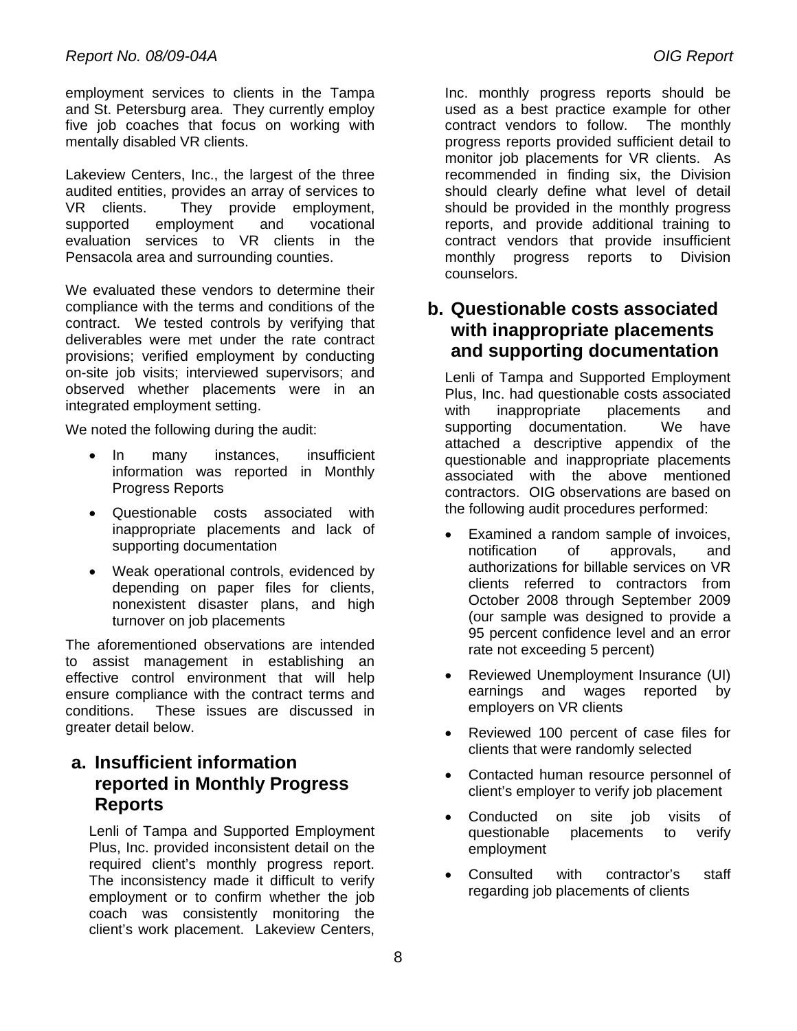employment services to clients in the Tampa and St. Petersburg area. They currently employ five job coaches that focus on working with mentally disabled VR clients.

Lakeview Centers, Inc., the largest of the three audited entities, provides an array of services to VR clients. They provide employment, supported employment and vocational evaluation services to VR clients in the Pensacola area and surrounding counties.

We evaluated these vendors to determine their compliance with the terms and conditions of the contract. We tested controls by verifying that deliverables were met under the rate contract provisions; verified employment by conducting on-site job visits; interviewed supervisors; and observed whether placements were in an integrated employment setting.

We noted the following during the audit:

- In many instances, insufficient information was reported in Monthly Progress Reports
- Questionable costs associated with inappropriate placements and lack of supporting documentation
- Weak operational controls, evidenced by depending on paper files for clients, nonexistent disaster plans, and high turnover on job placements

The aforementioned observations are intended to assist management in establishing an effective control environment that will help ensure compliance with the contract terms and conditions. These issues are discussed in greater detail below.

## a. Insufficient information reported in Monthly Progress Reports

Lenli of Tampa and Supported Employment Plus, Inc. provided inconsistent detail on the required client's monthly progress report. The inconsistency made it difficult to verify employment or to confirm whether the job coach was consistently monitoring the client's work placement. Lakeview Centers, Inc. monthly progress reports should be used as a best practice example for other contract vendors to follow. The monthly progress reports provided sufficient detail to monitor job placements for VR clients. As recommended in finding six, the Division should clearly define what level of detail should be provided in the monthly progress reports, and provide additional training to contract vendors that provide insufficient monthly progress reports to Division counselors.

## b. Questionable costs associated with inappropriate placements and supporting documentation

Lenli of Tampa and Supported Employment Plus, Inc. had questionable costs associated with inappropriate placements and supporting documentation. We have attached a descriptive appendix of the questionable and inappropriate placements associated with the above mentioned contractors. OIG observations are based on the following audit procedures performed:

- Examined a random sample of invoices, notification of approvals, and authorizations for billable services on VR clients referred to contractors from October 2008 through September 2009 (our sample was designed to provide a 95 percent confidence level and an error rate not exceeding 5 percent)
- Reviewed Unemployment Insurance (UI) earnings and wages reported by employers on VR clients
- Reviewed 100 percent of case files for clients that were randomly selected
- Contacted human resource personnel of client's employer to verify job placement
- Conducted on site job visits of questionable placements to verify employment
- Consulted with contractor's staff regarding job placements of clients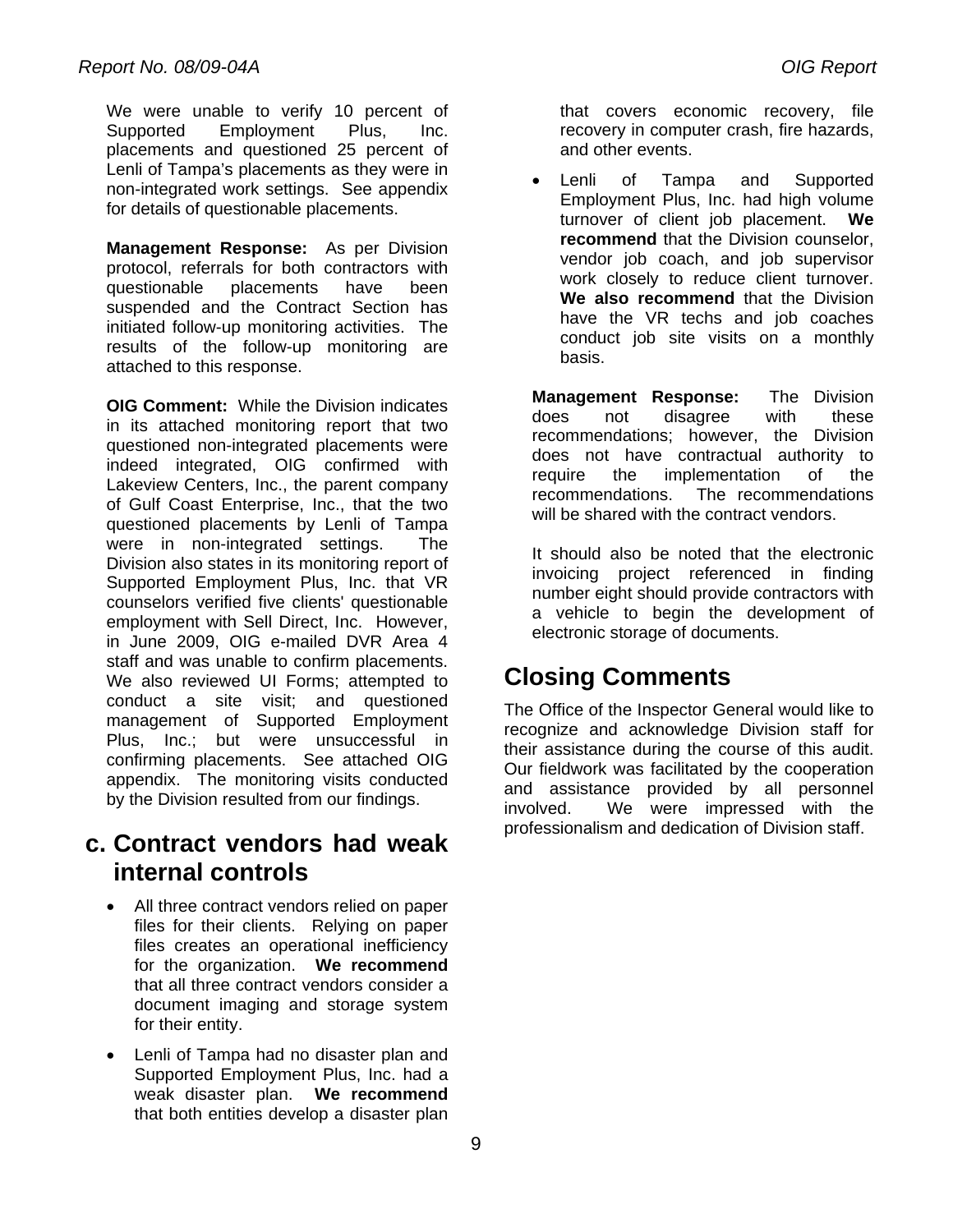We were unable to verify 10 percent of Supported Employment Plus, Inc. placements and questioned 25 percent of Lenli of Tampa's placements as they were in non-integrated work settings. See appendix for details of questionable placements.

**Management Response:** As per Division protocol, referrals for both contractors with questionable placements have been suspended and the Contract Section has initiated follow-up monitoring activities. The results of the follow-up monitoring are attached to this response.

**OIG Comment:** While the Division indicates in its attached monitoring report that two questioned non-integrated placements were indeed integrated, OIG confirmed with Lakeview Centers, Inc., the parent company of Gulf Coast Enterprise, Inc., that the two questioned placements by Lenli of Tampa were in non-integrated settings. The Division also states in its monitoring report of Supported Employment Plus, Inc. that VR counselors verified five clients' questionable employment with Sell Direct, Inc. However, in June 2009, OIG e-mailed DVR Area 4 staff and was unable to confirm placements. We also reviewed UI Forms; attempted to conduct a site visit; and questioned management of Supported Employment Plus, Inc.; but were unsuccessful in confirming placements. See attached OIG appendix. The monitoring visits conducted by the Division resulted from our findings.

## c. Contract vendors had weak internal controls

- All three contract vendors relied on paper files for their clients. Relying on paper files creates an operational inefficiency for the organization. **We recommend** that all three contract vendors consider a document imaging and storage system for their entity.
- Lenli of Tampa had no disaster plan and Supported Employment Plus, Inc. had a weak disaster plan. **We recommend** that both entities develop a disaster plan that covers economic recovery, file recovery in computer crash, fire hazards, and other events.
- Lenli of Tampa and Supported Employment Plus, Inc. had high volume turnover of client job placement. **We recommend** that the Division counselor, vendor job coach, and job supervisor work closely to reduce client turnover. **We also recommend** that the Division have the VR techs and job coaches conduct job site visits on a monthly basis.

**Management Response:** The Division does not disagree with these recommendations; however, the Division does not have contractual authority to require the implementation of the recommendations. The recommendations will be shared with the contract vendors.

It should also be noted that the electronic invoicing project referenced in finding number eight should provide contractors with a vehicle to begin the development of electronic storage of documents.

# Closing Comments

The Office of the Inspector General would like to recognize and acknowledge Division staff for their assistance during the course of this audit. Our fieldwork was facilitated by the cooperation and assistance provided by all personnel involved. We were impressed with the professionalism and dedication of Division staff.